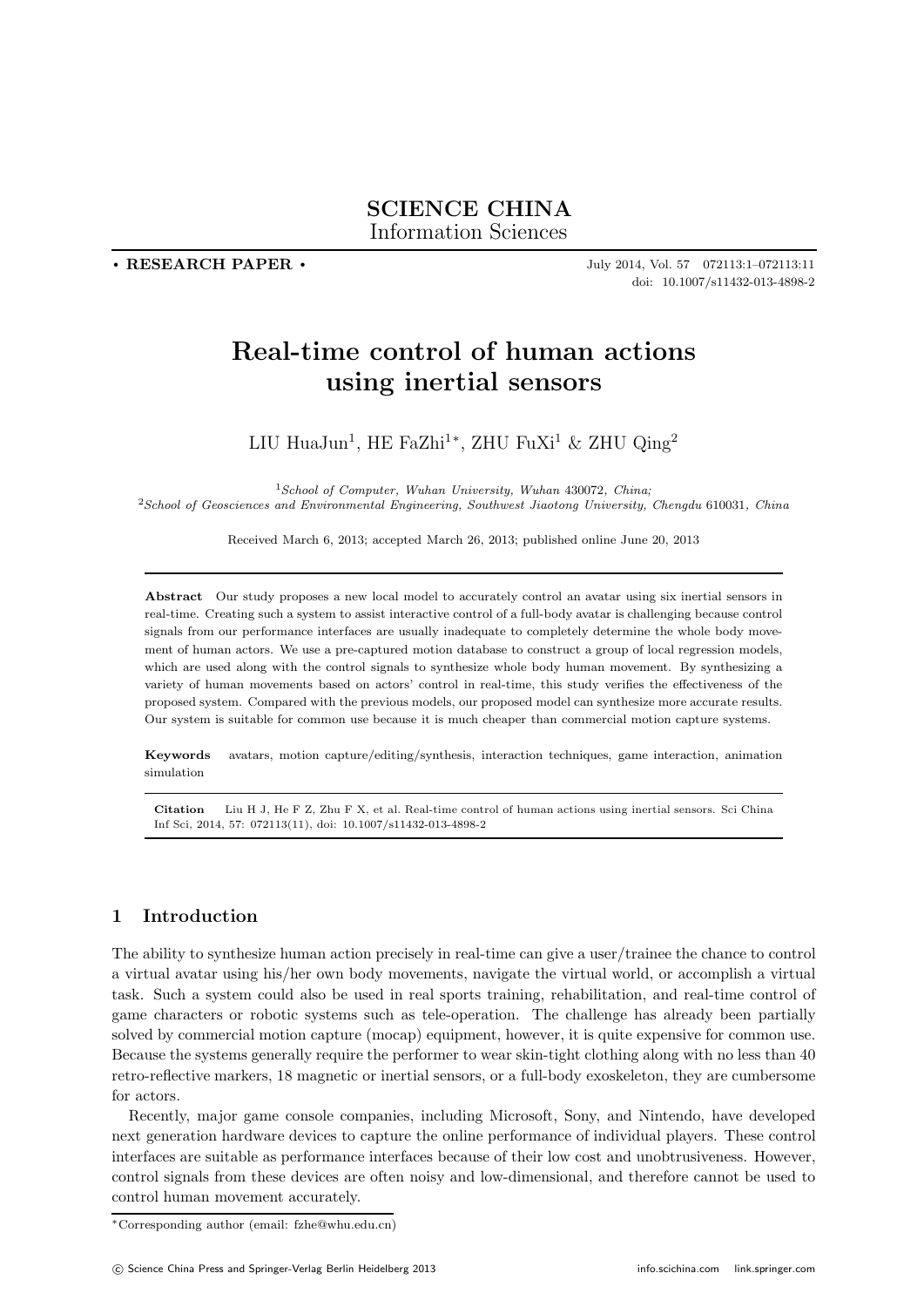**SCIENCE CHINA**
Information Sciences

• **RESEARCH PAPER** •

July 2014, Vol. 57 072113:1–072113:11
doi: 10.1007/s11432-013-4898-2

# Real-time control of human actions using inertial sensors

LIU HuaJun[1], HE FaZhi[1*], ZHU FuXi[1] & ZHU Qing[2]

[1]*School of Computer, Wuhan University, Wuhan* 430072*, China;*
[2]*School of Geosciences and Environmental Engineering, Southwest Jiaotong University, Chengdu* 610031*, China*

Received March 6, 2013; accepted March 26, 2013; published online June 20, 2013

**Abstract** Our study proposes a new local model to accurately control an avatar using six inertial sensors in real-time. Creating such a system to assist interactive control of a full-body avatar is challenging because control signals from our performance interfaces are usually inadequate to completely determine the whole body movement of human actors. We use a pre-captured motion database to construct a group of local regression models, which are used along with the control signals to synthesize whole body human movement. By synthesizing a variety of human movements based on actors' control in real-time, this study verifies the effectiveness of the proposed system. Compared with the previous models, our proposed model can synthesize more accurate results. Our system is suitable for common use because it is much cheaper than commercial motion capture systems.

**Keywords** avatars, motion capture/editing/synthesis, interaction techniques, game interaction, animation simulation

**Citation** Liu H J, He F Z, Zhu F X, et al. Real-time control of human actions using inertial sensors. Sci China Inf Sci, 2014, 57: 072113(11), doi: 10.1007/s11432-013-4898-2

## 1 Introduction

The ability to synthesize human action precisely in real-time can give a user/trainee the chance to control a virtual avatar using his/her own body movements, navigate the virtual world, or accomplish a virtual task. Such a system could also be used in real sports training, rehabilitation, and real-time control of game characters or robotic systems such as tele-operation. The challenge has already been partially solved by commercial motion capture (mocap) equipment, however, it is quite expensive for common use. Because the systems generally require the performer to wear skin-tight clothing along with no less than 40 retro-reflective markers, 18 magnetic or inertial sensors, or a full-body exoskeleton, they are cumbersome for actors.

Recently, major game console companies, including Microsoft, Sony, and Nintendo, have developed next generation hardware devices to capture the online performance of individual players. These control interfaces are suitable as performance interfaces because of their low cost and unobtrusiveness. However, control signals from these devices are often noisy and low-dimensional, and therefore cannot be used to control human movement accurately.

*Corresponding author (email: fzhe@whu.edu.cn)

© Science China Press and Springer-Verlag Berlin Heidelberg 2013 info.scichina.com link.springer.com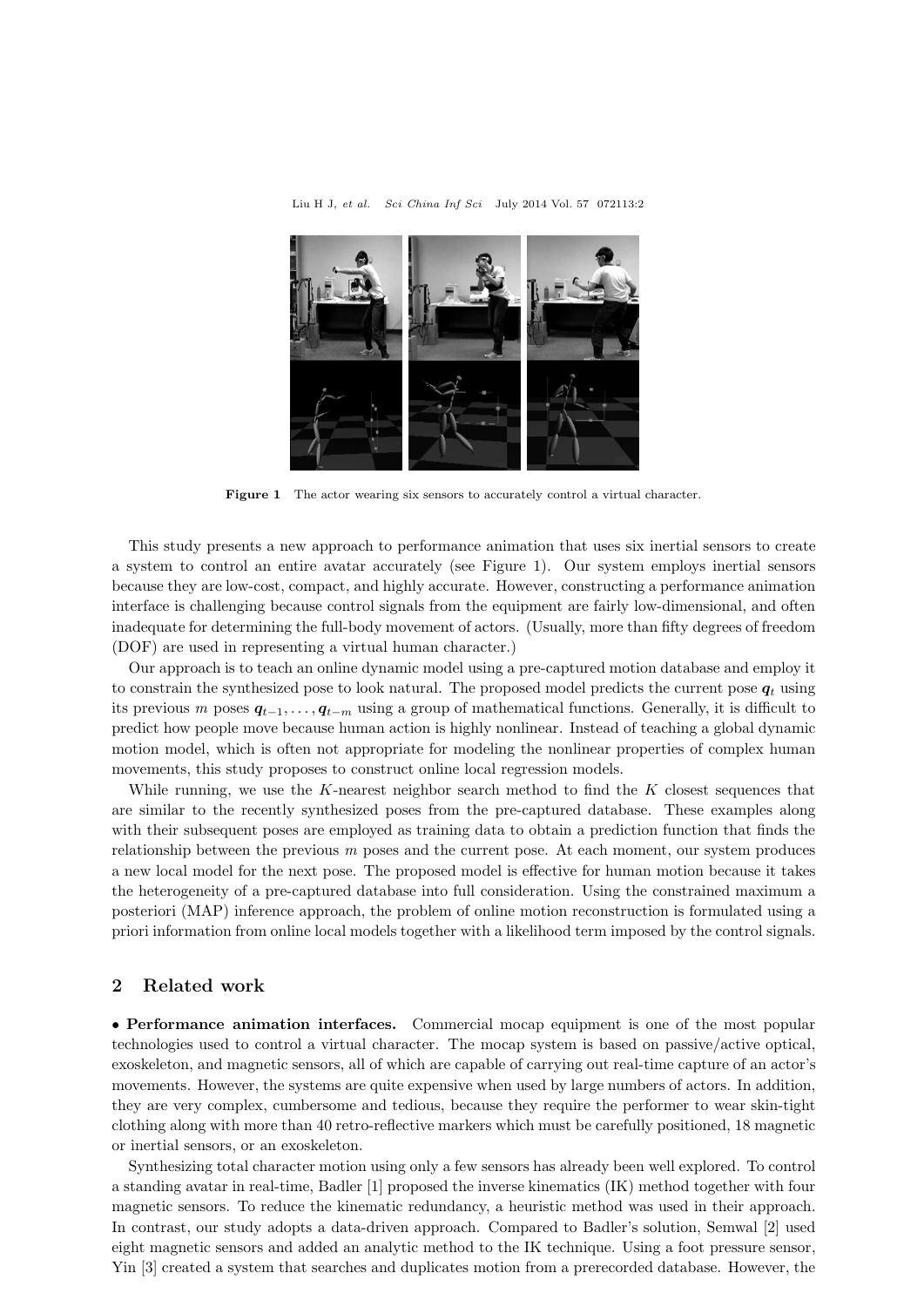**Figure 1** The actor wearing six sensors to accurately control a virtual character.

This study presents a new approach to performance animation that uses six inertial sensors to create a system to control an entire avatar accurately (see Figure 1). Our system employs inertial sensors because they are low-cost, compact, and highly accurate. However, constructing a performance animation interface is challenging because control signals from the equipment are fairly low-dimensional, and often inadequate for determining the full-body movement of actors. (Usually, more than fifty degrees of freedom (DOF) are used in representing a virtual human character.)

Our approach is to teach an online dynamic model using a pre-captured motion database and employ it to constrain the synthesized pose to look natural. The proposed model predicts the current pose $\boldsymbol{q}_t$ using its previous $m$ poses $\boldsymbol{q}_{t-1}, \ldots, \boldsymbol{q}_{t-m}$ using a group of mathematical functions. Generally, it is difficult to predict how people move because human action is highly nonlinear. Instead of teaching a global dynamic motion model, which is often not appropriate for modeling the nonlinear properties of complex human movements, this study proposes to construct online local regression models.

While running, we use the $K$-nearest neighbor search method to find the $K$ closest sequences that are similar to the recently synthesized poses from the pre-captured database. These examples along with their subsequent poses are employed as training data to obtain a prediction function that finds the relationship between the previous $m$ poses and the current pose. At each moment, our system produces a new local model for the next pose. The proposed model is effective for human motion because it takes the heterogeneity of a pre-captured database into full consideration. Using the constrained maximum a posteriori (MAP) inference approach, the problem of online motion reconstruction is formulated using a priori information from online local models together with a likelihood term imposed by the control signals.

## 2 Related work

• **Performance animation interfaces.** Commercial mocap equipment is one of the most popular technologies used to control a virtual character. The mocap system is based on passive/active optical, exoskeleton, and magnetic sensors, all of which are capable of carrying out real-time capture of an actor's movements. However, the systems are quite expensive when used by large numbers of actors. In addition, they are very complex, cumbersome and tedious, because they require the performer to wear skin-tight clothing along with more than 40 retro-reflective markers which must be carefully positioned, 18 magnetic or inertial sensors, or an exoskeleton.

Synthesizing total character motion using only a few sensors has already been well explored. To control a standing avatar in real-time, Badler [1] proposed the inverse kinematics (IK) method together with four magnetic sensors. To reduce the kinematic redundancy, a heuristic method was used in their approach. In contrast, our study adopts a data-driven approach. Compared to Badler's solution, Semwal [2] used eight magnetic sensors and added an analytic method to the IK technique. Using a foot pressure sensor, Yin [3] created a system that searches and duplicates motion from a prerecorded database. However, the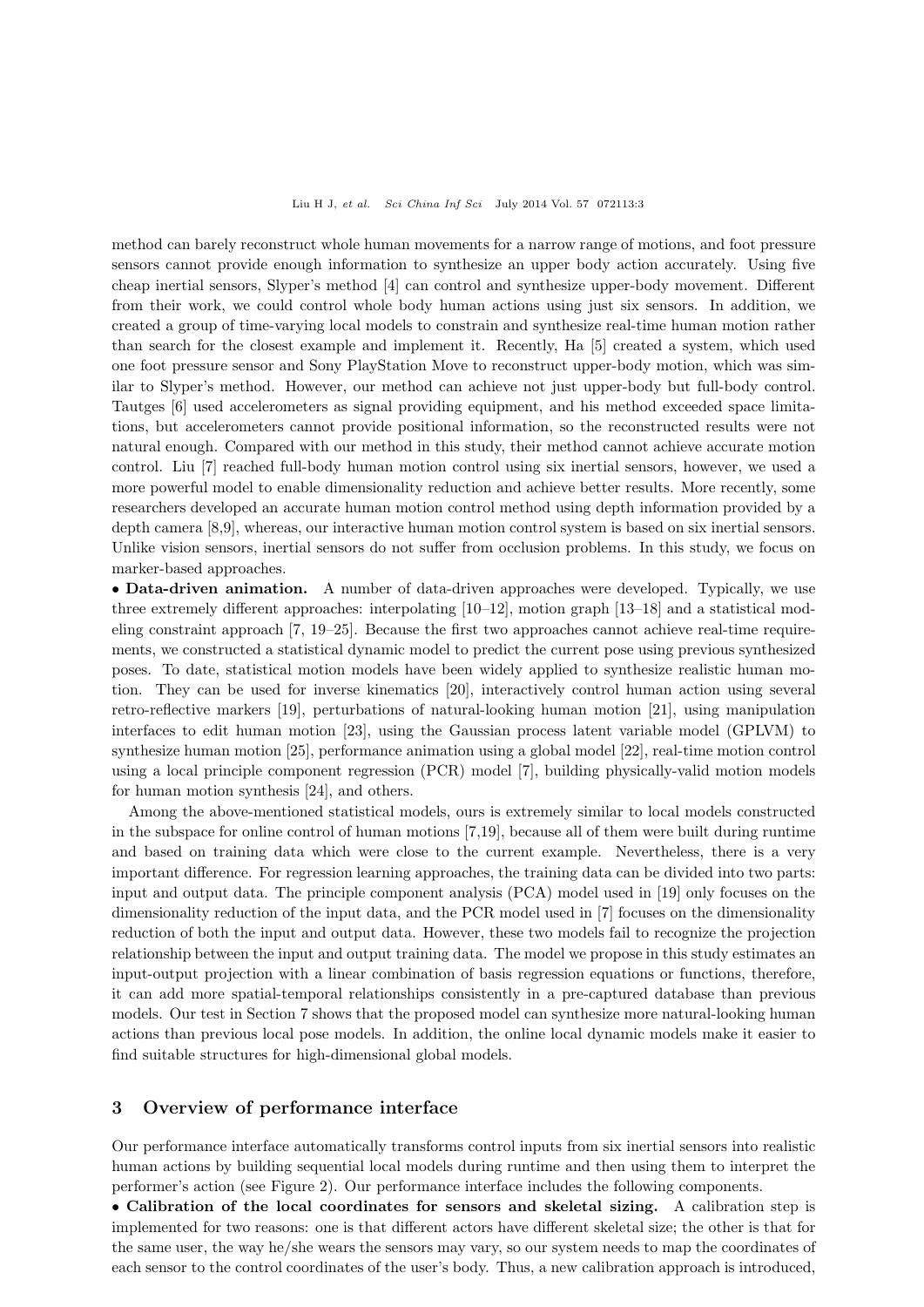method can barely reconstruct whole human movements for a narrow range of motions, and foot pressure sensors cannot provide enough information to synthesize an upper body action accurately. Using five cheap inertial sensors, Slyper's method [4] can control and synthesize upper-body movement. Different from their work, we could control whole body human actions using just six sensors. In addition, we created a group of time-varying local models to constrain and synthesize real-time human motion rather than search for the closest example and implement it. Recently, Ha [5] created a system, which used one foot pressure sensor and Sony PlayStation Move to reconstruct upper-body motion, which was similar to Slyper's method. However, our method can achieve not just upper-body but full-body control. Tautges [6] used accelerometers as signal providing equipment, and his method exceeded space limitations, but accelerometers cannot provide positional information, so the reconstructed results were not natural enough. Compared with our method in this study, their method cannot achieve accurate motion control. Liu [7] reached full-body human motion control using six inertial sensors, however, we used a more powerful model to enable dimensionality reduction and achieve better results. More recently, some researchers developed an accurate human motion control method using depth information provided by a depth camera [8,9], whereas, our interactive human motion control system is based on six inertial sensors. Unlike vision sensors, inertial sensors do not suffer from occlusion problems. In this study, we focus on marker-based approaches.

• **Data-driven animation.** A number of data-driven approaches were developed. Typically, we use three extremely different approaches: interpolating [10–12], motion graph [13–18] and a statistical modeling constraint approach [7, 19–25]. Because the first two approaches cannot achieve real-time requirements, we constructed a statistical dynamic model to predict the current pose using previous synthesized poses. To date, statistical motion models have been widely applied to synthesize realistic human motion. They can be used for inverse kinematics [20], interactively control human action using several retro-reflective markers [19], perturbations of natural-looking human motion [21], using manipulation interfaces to edit human motion [23], using the Gaussian process latent variable model (GPLVM) to synthesize human motion [25], performance animation using a global model [22], real-time motion control using a local principle component regression (PCR) model [7], building physically-valid motion models for human motion synthesis [24], and others.

Among the above-mentioned statistical models, ours is extremely similar to local models constructed in the subspace for online control of human motions [7,19], because all of them were built during runtime and based on training data which were close to the current example. Nevertheless, there is a very important difference. For regression learning approaches, the training data can be divided into two parts: input and output data. The principle component analysis (PCA) model used in [19] only focuses on the dimensionality reduction of the input data, and the PCR model used in [7] focuses on the dimensionality reduction of both the input and output data. However, these two models fail to recognize the projection relationship between the input and output training data. The model we propose in this study estimates an input-output projection with a linear combination of basis regression equations or functions, therefore, it can add more spatial-temporal relationships consistently in a pre-captured database than previous models. Our test in Section 7 shows that the proposed model can synthesize more natural-looking human actions than previous local pose models. In addition, the online local dynamic models make it easier to find suitable structures for high-dimensional global models.

## 3 Overview of performance interface

Our performance interface automatically transforms control inputs from six inertial sensors into realistic human actions by building sequential local models during runtime and then using them to interpret the performer's action (see Figure 2). Our performance interface includes the following components.

• **Calibration of the local coordinates for sensors and skeletal sizing.** A calibration step is implemented for two reasons: one is that different actors have different skeletal size; the other is that for the same user, the way he/she wears the sensors may vary, so our system needs to map the coordinates of each sensor to the control coordinates of the user's body. Thus, a new calibration approach is introduced,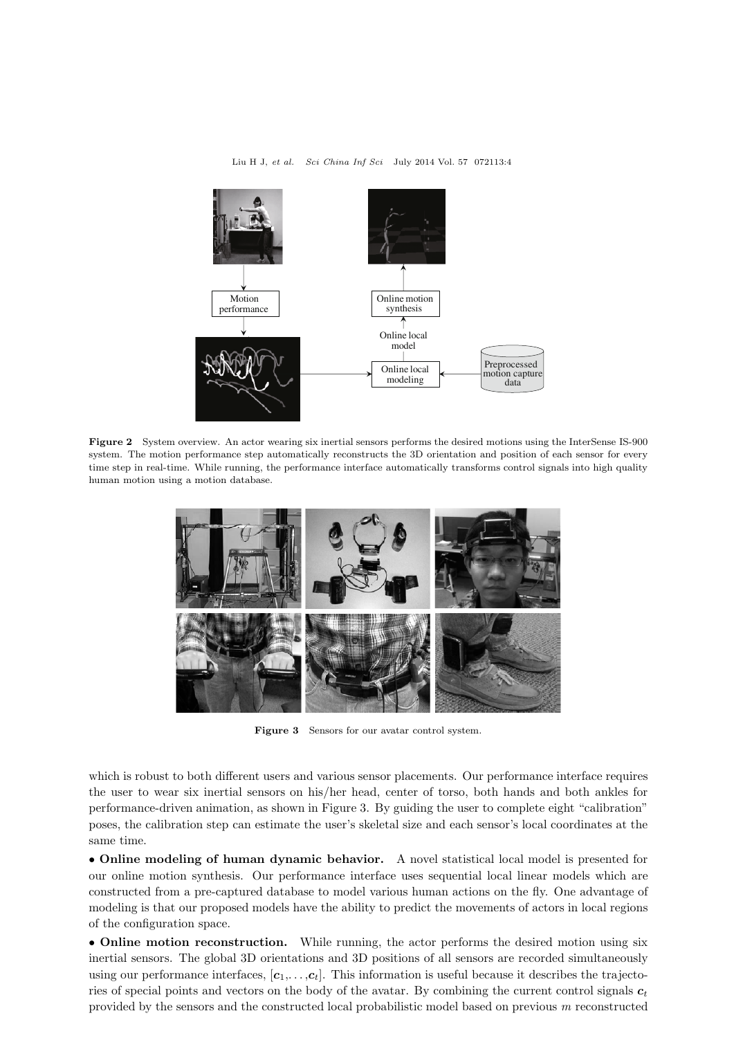Figure 2 System overview. An actor wearing six inertial sensors performs the desired motions using the InterSense IS-900 system. The motion performance step automatically reconstructs the 3D orientation and position of each sensor for every time step in real-time. While running, the performance interface automatically transforms control signals into high quality human motion using a motion database.

Figure 3 Sensors for our avatar control system.

which is robust to both different users and various sensor placements. Our performance interface requires the user to wear six inertial sensors on his/her head, center of torso, both hands and both ankles for performance-driven animation, as shown in Figure 3. By guiding the user to complete eight "calibration" poses, the calibration step can estimate the user's skeletal size and each sensor's local coordinates at the same time.

• **Online modeling of human dynamic behavior.** A novel statistical local model is presented for our online motion synthesis. Our performance interface uses sequential local linear models which are constructed from a pre-captured database to model various human actions on the fly. One advantage of modeling is that our proposed models have the ability to predict the movements of actors in local regions of the configuration space.

• **Online motion reconstruction.** While running, the actor performs the desired motion using six inertial sensors. The global 3D orientations and 3D positions of all sensors are recorded simultaneously using our performance interfaces, $[\boldsymbol{c}_1, \ldots, \boldsymbol{c}_t]$. This information is useful because it describes the trajectories of special points and vectors on the body of the avatar. By combining the current control signals $\boldsymbol{c}_t$ provided by the sensors and the constructed local probabilistic model based on previous $m$ reconstructed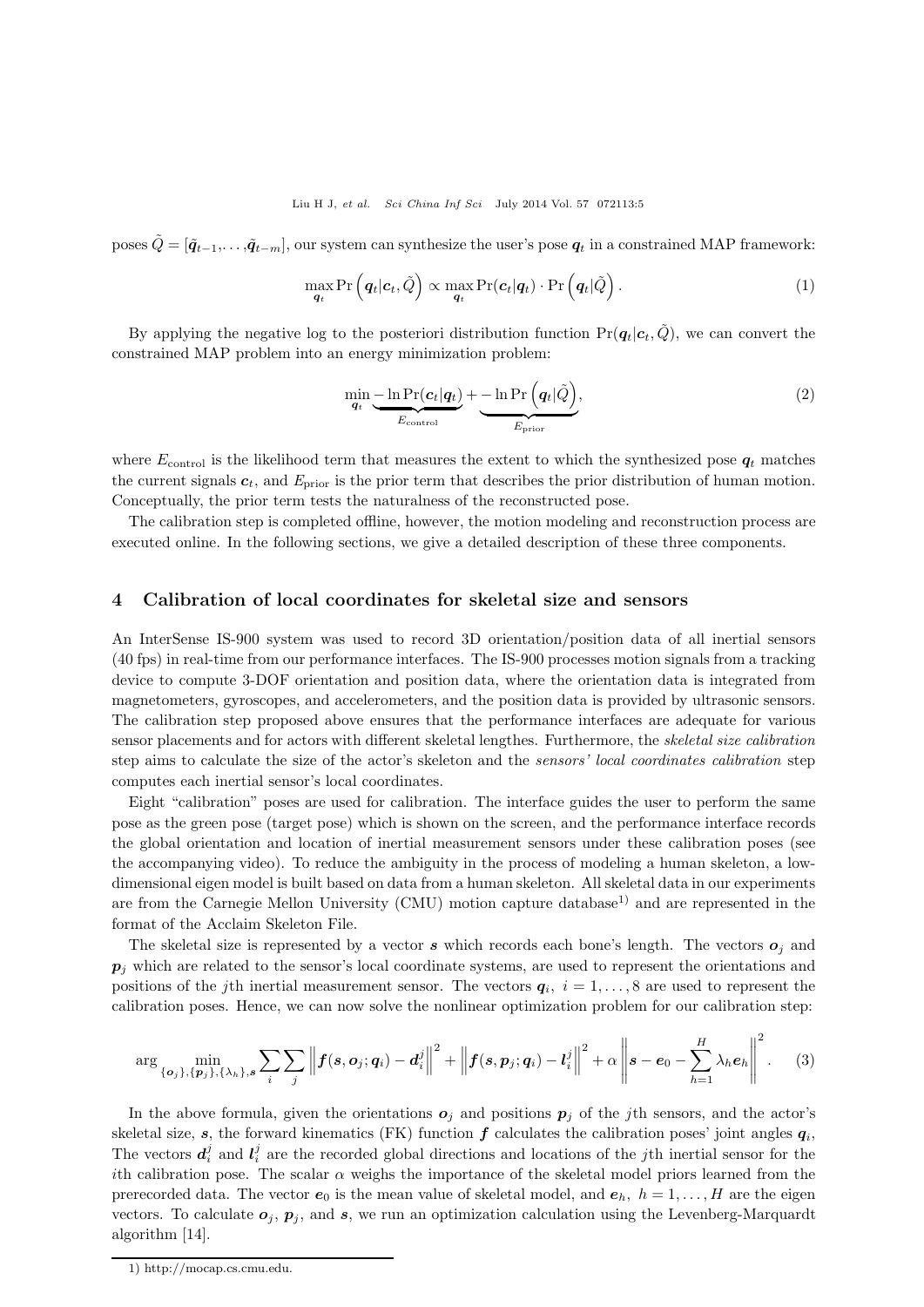poses $\tilde{Q} = [\tilde{\boldsymbol{q}}_{t-1}, \ldots, \tilde{\boldsymbol{q}}_{t-m}]$, our system can synthesize the user's pose $\boldsymbol{q}_t$ in a constrained MAP framework:

$$\max_{\boldsymbol{q}_t} \Pr\left(\boldsymbol{q}_t | \boldsymbol{c}_t, \tilde{Q}\right) \propto \max_{\boldsymbol{q}_t} \Pr(\boldsymbol{c}_t | \boldsymbol{q}_t) \cdot \Pr\left(\boldsymbol{q}_t | \tilde{Q}\right). \tag{1}$$

By applying the negative log to the posteriori distribution function $\Pr(\boldsymbol{q}_t | \boldsymbol{c}_t, \tilde{Q})$, we can convert the constrained MAP problem into an energy minimization problem:

$$\min_{\boldsymbol{q}_t} \underbrace{-\ln \Pr(\boldsymbol{c}_t | \boldsymbol{q}_t)}_{E_{\text{control}}} + \underbrace{-\ln \Pr\left(\boldsymbol{q}_t | \tilde{Q}\right)}_{E_{\text{prior}}}, \tag{2}$$

where $E_{\text{control}}$ is the likelihood term that measures the extent to which the synthesized pose $\boldsymbol{q}_t$ matches the current signals $\boldsymbol{c}_t$, and $E_{\text{prior}}$ is the prior term that describes the prior distribution of human motion. Conceptually, the prior term tests the naturalness of the reconstructed pose.

The calibration step is completed offline, however, the motion modeling and reconstruction process are executed online. In the following sections, we give a detailed description of these three components.

## 4 Calibration of local coordinates for skeletal size and sensors

An InterSense IS-900 system was used to record 3D orientation/position data of all inertial sensors (40 fps) in real-time from our performance interfaces. The IS-900 processes motion signals from a tracking device to compute 3-DOF orientation and position data, where the orientation data is integrated from magnetometers, gyroscopes, and accelerometers, and the position data is provided by ultrasonic sensors. The calibration step proposed above ensures that the performance interfaces are adequate for various sensor placements and for actors with different skeletal lengthes. Furthermore, the *skeletal size calibration* step aims to calculate the size of the actor's skeleton and the *sensors' local coordinates calibration* step computes each inertial sensor's local coordinates.

Eight "calibration" poses are used for calibration. The interface guides the user to perform the same pose as the green pose (target pose) which is shown on the screen, and the performance interface records the global orientation and location of inertial measurement sensors under these calibration poses (see the accompanying video). To reduce the ambiguity in the process of modeling a human skeleton, a low-dimensional eigen model is built based on data from a human skeleton. All skeletal data in our experiments are from the Carnegie Mellon University (CMU) motion capture database[1] and are represented in the format of the Acclaim Skeleton File.

The skeletal size is represented by a vector $\boldsymbol{s}$ which records each bone's length. The vectors $\boldsymbol{o}_j$ and $\boldsymbol{p}_j$ which are related to the sensor's local coordinate systems, are used to represent the orientations and positions of the $j$th inertial measurement sensor. The vectors $\boldsymbol{q}_i,\ i = 1, \ldots, 8$ are used to represent the calibration poses. Hence, we can now solve the nonlinear optimization problem for our calibration step:

$$\arg \min_{\{\boldsymbol{o}_j\}, \{\boldsymbol{p}_j\}, \{\lambda_h\}, \boldsymbol{s}} \sum_i \sum_j \left\| \boldsymbol{f}(\boldsymbol{s}, \boldsymbol{o}_j; \boldsymbol{q}_i) - \boldsymbol{d}_i^j \right\|^2 + \left\| \boldsymbol{f}(\boldsymbol{s}, \boldsymbol{p}_j; \boldsymbol{q}_i) - \boldsymbol{l}_i^j \right\|^2 + \alpha \left\| \boldsymbol{s} - \boldsymbol{e}_0 - \sum_{h=1}^{H} \lambda_h \boldsymbol{e}_h \right\|^2. \tag{3}$$

In the above formula, given the orientations $\boldsymbol{o}_j$ and positions $\boldsymbol{p}_j$ of the $j$th sensors, and the actor's skeletal size, $\boldsymbol{s}$, the forward kinematics (FK) function $\boldsymbol{f}$ calculates the calibration poses' joint angles $\boldsymbol{q}_i$, The vectors $\boldsymbol{d}_i^j$ and $\boldsymbol{l}_i^j$ are the recorded global directions and locations of the $j$th inertial sensor for the $i$th calibration pose. The scalar $\alpha$ weighs the importance of the skeletal model priors learned from the prerecorded data. The vector $\boldsymbol{e}_0$ is the mean value of skeletal model, and $\boldsymbol{e}_h,\ h = 1, \ldots, H$ are the eigen vectors. To calculate $\boldsymbol{o}_j$, $\boldsymbol{p}_j$, and $\boldsymbol{s}$, we run an optimization calculation using the Levenberg-Marquardt algorithm [14].

---

1) http://mocap.cs.cmu.edu.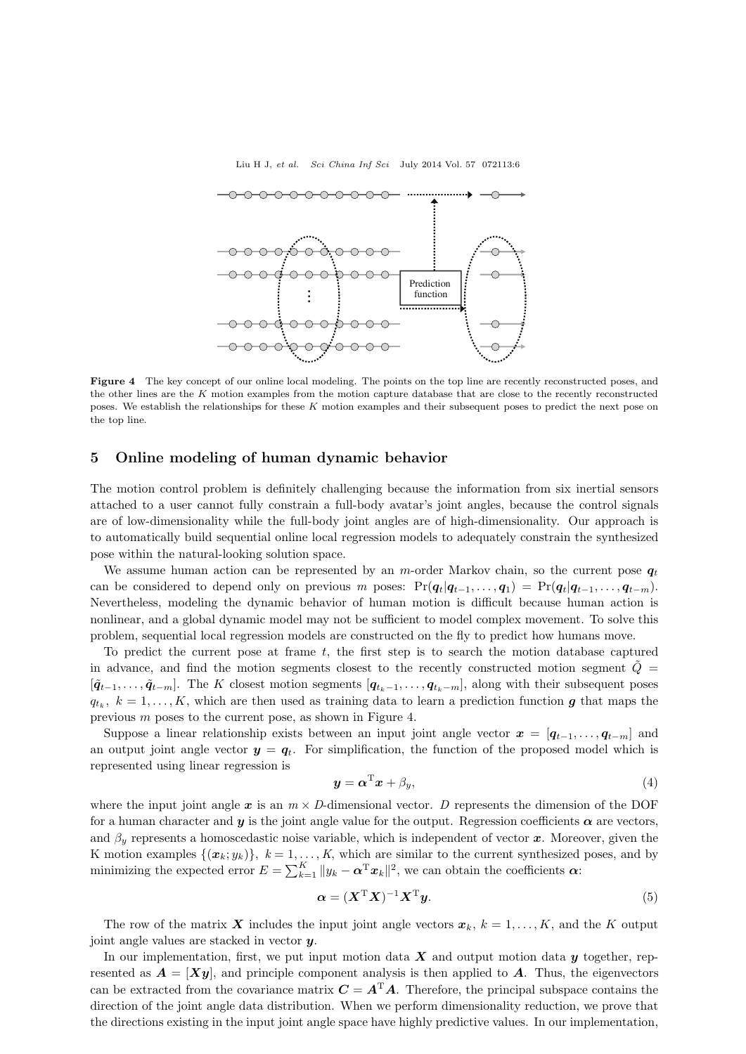**Figure 4** The key concept of our online local modeling. The points on the top line are recently reconstructed poses, and the other lines are the $K$ motion examples from the motion capture database that are close to the recently reconstructed poses. We establish the relationships for these $K$ motion examples and their subsequent poses to predict the next pose on the top line.

## 5 Online modeling of human dynamic behavior

The motion control problem is definitely challenging because the information from six inertial sensors attached to a user cannot fully constrain a full-body avatar's joint angles, because the control signals are of low-dimensionality while the full-body joint angles are of high-dimensionality. Our approach is to automatically build sequential online local regression models to adequately constrain the synthesized pose within the natural-looking solution space.

We assume human action can be represented by an $m$-order Markov chain, so the current pose $\boldsymbol{q}_t$ can be considered to depend only on previous $m$ poses: $\Pr(\boldsymbol{q}_t|\boldsymbol{q}_{t-1},\ldots,\boldsymbol{q}_1) = \Pr(\boldsymbol{q}_t|\boldsymbol{q}_{t-1},\ldots,\boldsymbol{q}_{t-m})$. Nevertheless, modeling the dynamic behavior of human motion is difficult because human action is nonlinear, and a global dynamic model may not be sufficient to model complex movement. To solve this problem, sequential local regression models are constructed on the fly to predict how humans move.

To predict the current pose at frame $t$, the first step is to search the motion database captured in advance, and find the motion segments closest to the recently constructed motion segment $\tilde{Q} = [\tilde{\boldsymbol{q}}_{t-1},\ldots,\tilde{\boldsymbol{q}}_{t-m}]$. The $K$ closest motion segments $[\boldsymbol{q}_{t_k-1},\ldots,\boldsymbol{q}_{t_k-m}]$, along with their subsequent poses $q_{t_k}$, $k=1,\ldots,K$, which are then used as training data to learn a prediction function $\boldsymbol{g}$ that maps the previous $m$ poses to the current pose, as shown in Figure 4.

Suppose a linear relationship exists between an input joint angle vector $\boldsymbol{x} = [\boldsymbol{q}_{t-1},\ldots,\boldsymbol{q}_{t-m}]$ and an output joint angle vector $\boldsymbol{y} = \boldsymbol{q}_t$. For simplification, the function of the proposed model which is represented using linear regression is

$$\boldsymbol{y} = \boldsymbol{\alpha}^{\mathrm{T}}\boldsymbol{x} + \beta_y, \tag{4}$$

where the input joint angle $\boldsymbol{x}$ is an $m \times D$-dimensional vector. $D$ represents the dimension of the DOF for a human character and $\boldsymbol{y}$ is the joint angle value for the output. Regression coefficients $\boldsymbol{\alpha}$ are vectors, and $\beta_y$ represents a homoscedastic noise variable, which is independent of vector $\boldsymbol{x}$. Moreover, given the K motion examples $\{(\boldsymbol{x}_k;y_k)\}$, $k=1,\ldots,K$, which are similar to the current synthesized poses, and by minimizing the expected error $E=\sum_{k=1}^{K}\|y_k-\boldsymbol{\alpha}^{\mathrm{T}}\boldsymbol{x}_k\|^2$, we can obtain the coefficients $\boldsymbol{\alpha}$:

$$\boldsymbol{\alpha} = (\boldsymbol{X}^{\mathrm{T}}\boldsymbol{X})^{-1}\boldsymbol{X}^{\mathrm{T}}\boldsymbol{y}. \tag{5}$$

The row of the matrix $\boldsymbol{X}$ includes the input joint angle vectors $\boldsymbol{x}_k$, $k=1,\ldots,K$, and the $K$ output joint angle values are stacked in vector $\boldsymbol{y}$.

In our implementation, first, we put input motion data $\boldsymbol{X}$ and output motion data $\boldsymbol{y}$ together, represented as $\boldsymbol{A} = [\boldsymbol{X}\boldsymbol{y}]$, and principle component analysis is then applied to $\boldsymbol{A}$. Thus, the eigenvectors can be extracted from the covariance matrix $\boldsymbol{C} = \boldsymbol{A}^{\mathrm{T}}\boldsymbol{A}$. Therefore, the principal subspace contains the direction of the joint angle data distribution. When we perform dimensionality reduction, we prove that the directions existing in the input joint angle space have highly predictive values. In our implementation,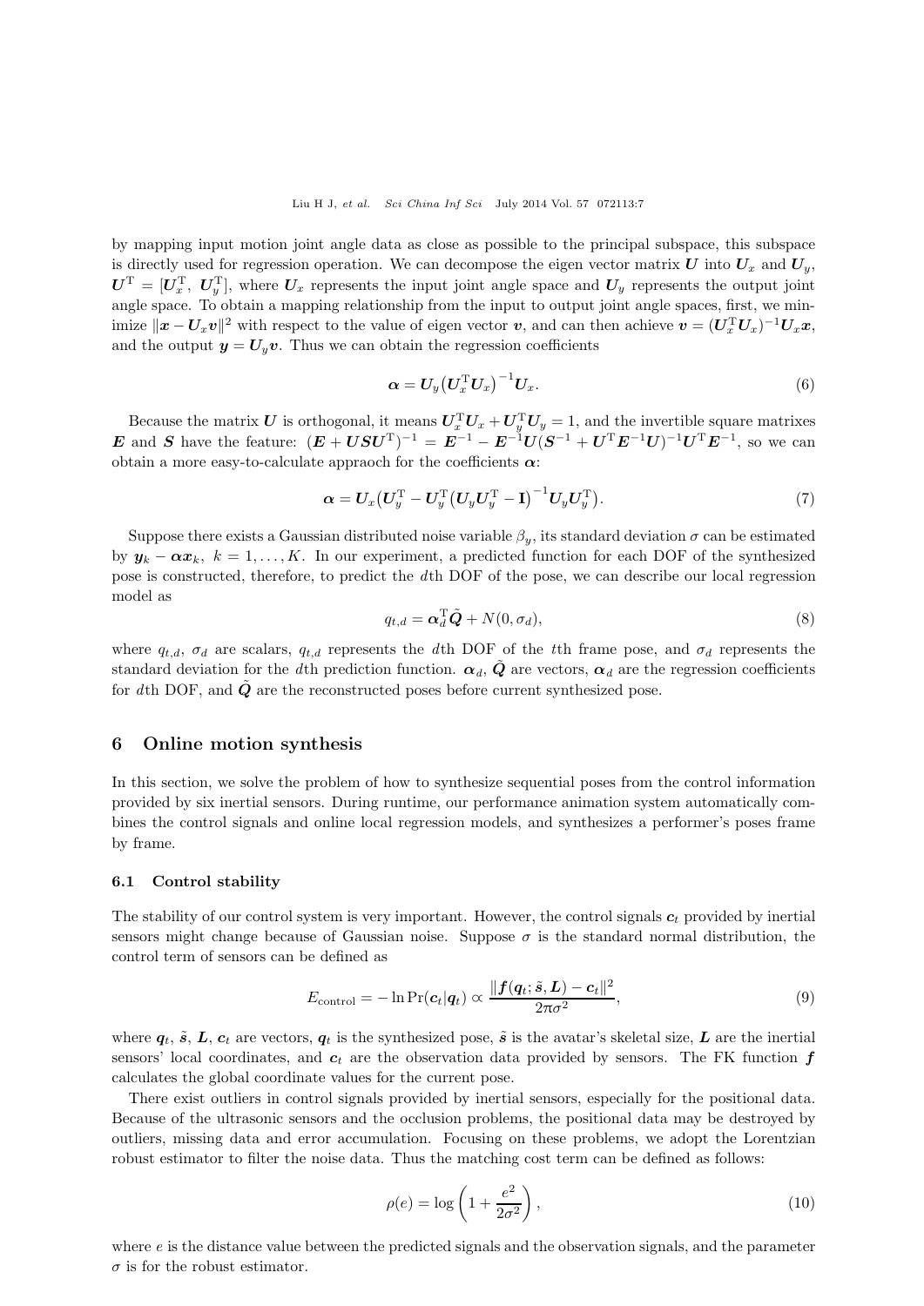by mapping input motion joint angle data as close as possible to the principal subspace, this subspace is directly used for regression operation. We can decompose the eigen vector matrix $\boldsymbol{U}$ into $\boldsymbol{U}_x$ and $\boldsymbol{U}_y$, $\boldsymbol{U}^{\mathrm{T}} = [\boldsymbol{U}_x^{\mathrm{T}},\ \boldsymbol{U}_y^{\mathrm{T}}]$, where $\boldsymbol{U}_x$ represents the input joint angle space and $\boldsymbol{U}_y$ represents the output joint angle space. To obtain a mapping relationship from the input to output joint angle spaces, first, we minimize $\|\boldsymbol{x} - \boldsymbol{U}_x\boldsymbol{v}\|^2$ with respect to the value of eigen vector $\boldsymbol{v}$, and can then achieve $\boldsymbol{v} = (\boldsymbol{U}_x^{\mathrm{T}}\boldsymbol{U}_x)^{-1}\boldsymbol{U}_x\boldsymbol{x}$, and the output $\boldsymbol{y} = \boldsymbol{U}_y\boldsymbol{v}$. Thus we can obtain the regression coefficients

$$\boldsymbol{\alpha} = \boldsymbol{U}_y\big(\boldsymbol{U}_x^{\mathrm{T}}\boldsymbol{U}_x\big)^{-1}\boldsymbol{U}_x. \tag{6}$$

Because the matrix $\boldsymbol{U}$ is orthogonal, it means $\boldsymbol{U}_x^{\mathrm{T}}\boldsymbol{U}_x + \boldsymbol{U}_y^{\mathrm{T}}\boldsymbol{U}_y = 1$, and the invertible square matrixes $\boldsymbol{E}$ and $\boldsymbol{S}$ have the feature: $(\boldsymbol{E} + \boldsymbol{U}\boldsymbol{S}\boldsymbol{U}^{\mathrm{T}})^{-1} = \boldsymbol{E}^{-1} - \boldsymbol{E}^{-1}\boldsymbol{U}(\boldsymbol{S}^{-1} + \boldsymbol{U}^{\mathrm{T}}\boldsymbol{E}^{-1}\boldsymbol{U})^{-1}\boldsymbol{U}^{\mathrm{T}}\boldsymbol{E}^{-1}$, so we can obtain a more easy-to-calculate appraoch for the coefficients $\boldsymbol{\alpha}$:

$$\boldsymbol{\alpha} = \boldsymbol{U}_x\big(\boldsymbol{U}_y^{\mathrm{T}} - \boldsymbol{U}_y^{\mathrm{T}}\big(\boldsymbol{U}_y\boldsymbol{U}_y^{\mathrm{T}} - \mathbf{I}\big)^{-1}\boldsymbol{U}_y\boldsymbol{U}_y^{\mathrm{T}}\big). \tag{7}$$

Suppose there exists a Gaussian distributed noise variable $\beta_y$, its standard deviation $\sigma$ can be estimated by $\boldsymbol{y}_k - \boldsymbol{\alpha}\boldsymbol{x}_k,\ k = 1, \ldots, K$. In our experiment, a predicted function for each DOF of the synthesized pose is constructed, therefore, to predict the $d$th DOF of the pose, we can describe our local regression model as

$$q_{t,d} = \boldsymbol{\alpha}_d^{\mathrm{T}}\tilde{\boldsymbol{Q}} + N(0, \sigma_d), \tag{8}$$

where $q_{t,d}$, $\sigma_d$ are scalars, $q_{t,d}$ represents the $d$th DOF of the $t$th frame pose, and $\sigma_d$ represents the standard deviation for the $d$th prediction function. $\boldsymbol{\alpha}_d$, $\tilde{\boldsymbol{Q}}$ are vectors, $\boldsymbol{\alpha}_d$ are the regression coefficients for $d$th DOF, and $\tilde{\boldsymbol{Q}}$ are the reconstructed poses before current synthesized pose.

## 6 Online motion synthesis

In this section, we solve the problem of how to synthesize sequential poses from the control information provided by six inertial sensors. During runtime, our performance animation system automatically combines the control signals and online local regression models, and synthesizes a performer's poses frame by frame.

### 6.1 Control stability

The stability of our control system is very important. However, the control signals $\boldsymbol{c}_t$ provided by inertial sensors might change because of Gaussian noise. Suppose $\sigma$ is the standard normal distribution, the control term of sensors can be defined as

$$E_{\text{control}} = -\ln \Pr(\boldsymbol{c}_t|\boldsymbol{q}_t) \propto \frac{\|\boldsymbol{f}(\boldsymbol{q}_t; \tilde{\boldsymbol{s}}, \boldsymbol{L}) - \boldsymbol{c}_t\|^2}{2\pi\sigma^2}, \tag{9}$$

where $\boldsymbol{q}_t$, $\tilde{\boldsymbol{s}}$, $\boldsymbol{L}$, $\boldsymbol{c}_t$ are vectors, $\boldsymbol{q}_t$ is the synthesized pose, $\tilde{\boldsymbol{s}}$ is the avatar's skeletal size, $\boldsymbol{L}$ are the inertial sensors' local coordinates, and $\boldsymbol{c}_t$ are the observation data provided by sensors. The FK function $\boldsymbol{f}$ calculates the global coordinate values for the current pose.

There exist outliers in control signals provided by inertial sensors, especially for the positional data. Because of the ultrasonic sensors and the occlusion problems, the positional data may be destroyed by outliers, missing data and error accumulation. Focusing on these problems, we adopt the Lorentzian robust estimator to filter the noise data. Thus the matching cost term can be defined as follows:

$$\rho(e) = \log\left(1 + \frac{e^2}{2\sigma^2}\right), \tag{10}$$

where $e$ is the distance value between the predicted signals and the observation signals, and the parameter $\sigma$ is for the robust estimator.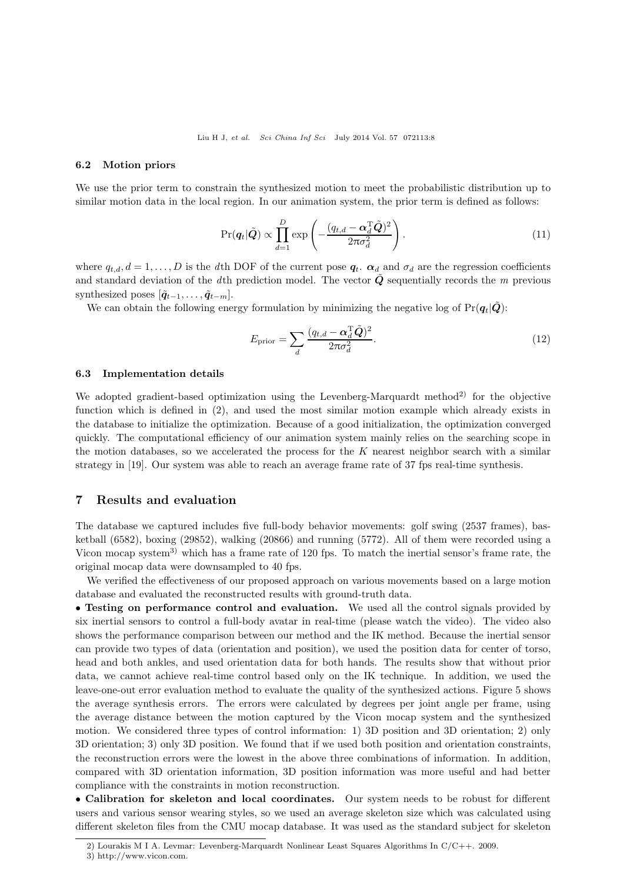### 6.2 Motion priors

We use the prior term to constrain the synthesized motion to meet the probabilistic distribution up to similar motion data in the local region. In our animation system, the prior term is defined as follows:

$$\Pr(\boldsymbol{q}_t|\tilde{\boldsymbol{Q}}) \propto \prod_{d=1}^{D} \exp\left(-\frac{(q_{t,d} - \boldsymbol{\alpha}_d^{\mathrm{T}}\tilde{\boldsymbol{Q}})^2}{2\pi\sigma_d^2}\right). \tag{11}$$

where $q_{t,d}, d = 1, \dots, D$ is the $d$th DOF of the current pose $\boldsymbol{q}_t$. $\boldsymbol{\alpha}_d$ and $\sigma_d$ are the regression coefficients and standard deviation of the $d$th prediction model. The vector $\tilde{\boldsymbol{Q}}$ sequentially records the $m$ previous synthesized poses $[\tilde{\boldsymbol{q}}_{t-1}, \dots, \tilde{\boldsymbol{q}}_{t-m}]$.

We can obtain the following energy formulation by minimizing the negative log of $\Pr(\boldsymbol{q}_t|\tilde{\boldsymbol{Q}})$:

$$E_{\text{prior}} = \sum_d \frac{(q_{t,d} - \boldsymbol{\alpha}_d^{\mathrm{T}}\tilde{\boldsymbol{Q}})^2}{2\pi\sigma_d^2}. \tag{12}$$

### 6.3 Implementation details

We adopted gradient-based optimization using the Levenberg-Marquardt method[2)] for the objective function which is defined in (2), and used the most similar motion example which already exists in the database to initialize the optimization. Because of a good initialization, the optimization converged quickly. The computational efficiency of our animation system mainly relies on the searching scope in the motion databases, so we accelerated the process for the $K$ nearest neighbor search with a similar strategy in [19]. Our system was able to reach an average frame rate of 37 fps real-time synthesis.

## 7 Results and evaluation

The database we captured includes five full-body behavior movements: golf swing (2537 frames), basketball (6582), boxing (29852), walking (20866) and running (5772). All of them were recorded using a Vicon mocap system[3)] which has a frame rate of 120 fps. To match the inertial sensor's frame rate, the original mocap data were downsampled to 40 fps.

We verified the effectiveness of our proposed approach on various movements based on a large motion database and evaluated the reconstructed results with ground-truth data.

• **Testing on performance control and evaluation.** We used all the control signals provided by six inertial sensors to control a full-body avatar in real-time (please watch the video). The video also shows the performance comparison between our method and the IK method. Because the inertial sensor can provide two types of data (orientation and position), we used the position data for center of torso, head and both ankles, and used orientation data for both hands. The results show that without prior data, we cannot achieve real-time control based only on the IK technique. In addition, we used the leave-one-out error evaluation method to evaluate the quality of the synthesized actions. Figure 5 shows the average synthesis errors. The errors were calculated by degrees per joint angle per frame, using the average distance between the motion captured by the Vicon mocap system and the synthesized motion. We considered three types of control information: 1) 3D position and 3D orientation; 2) only 3D orientation; 3) only 3D position. We found that if we used both position and orientation constraints, the reconstruction errors were the lowest in the above three combinations of information. In addition, compared with 3D orientation information, 3D position information was more useful and had better compliance with the constraints in motion reconstruction.

• **Calibration for skeleton and local coordinates.** Our system needs to be robust for different users and various sensor wearing styles, so we used an average skeleton size which was calculated using different skeleton files from the CMU mocap database. It was used as the standard subject for skeleton

2) Lourakis M I A. Levmar: Levenberg-Marquardt Nonlinear Least Squares Algorithms In C/C++. 2009.

3) http://www.vicon.com.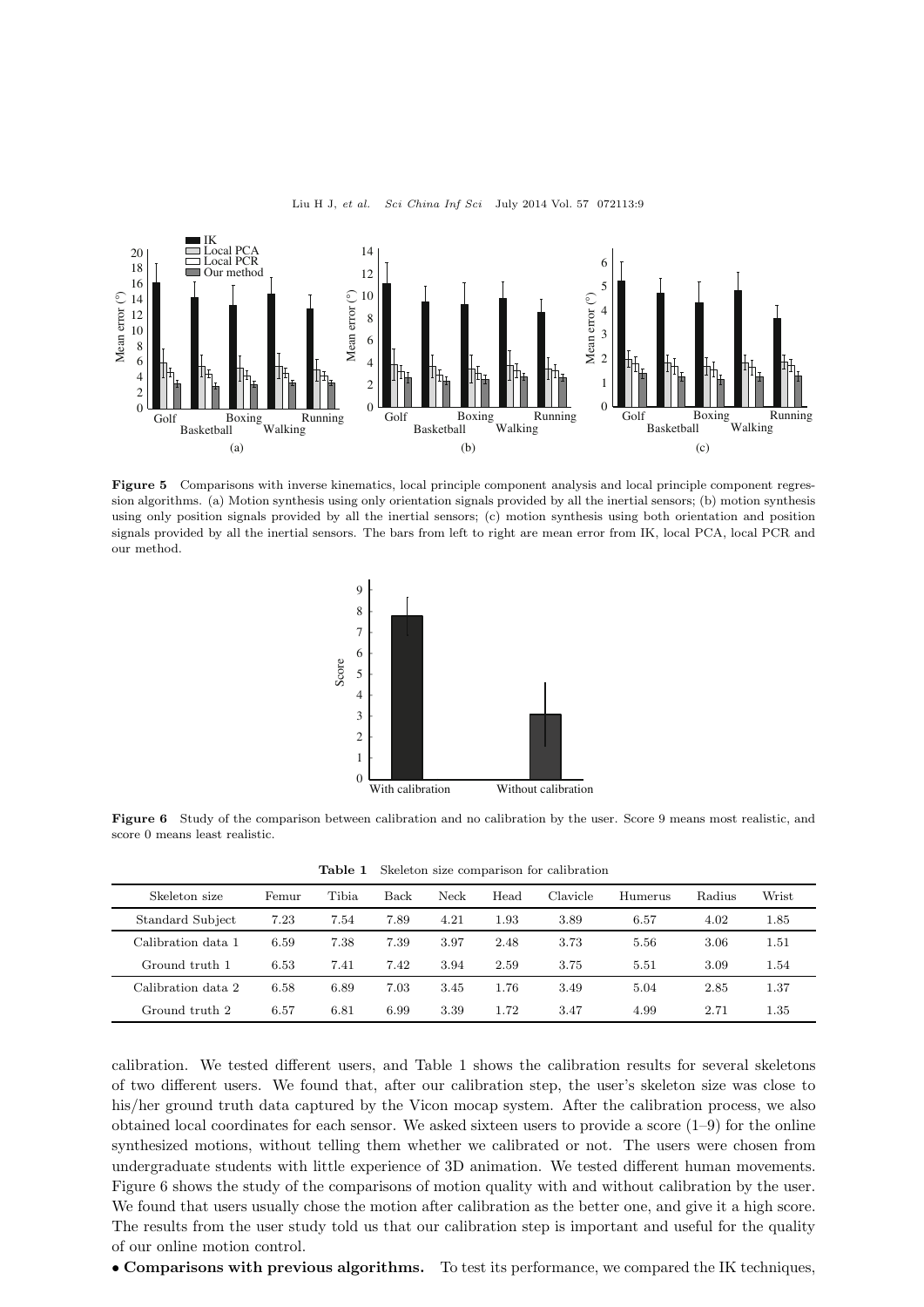**Figure 5** Comparisons with inverse kinematics, local principle component analysis and local principle component regression algorithms. (a) Motion synthesis using only orientation signals provided by all the inertial sensors; (b) motion synthesis using only position signals provided by all the inertial sensors; (c) motion synthesis using both orientation and position signals provided by all the inertial sensors. The bars from left to right are mean error from IK, local PCA, local PCR and our method.

**Figure 6** Study of the comparison between calibration and no calibration by the user. Score 9 means most realistic, and score 0 means least realistic.

**Table 1** Skeleton size comparison for calibration

| Skeleton size | Femur | Tibia | Back | Neck | Head | Clavicle | Humerus | Radius | Wrist |
|---|---|---|---|---|---|---|---|---|---|
| Standard Subject | 7.23 | 7.54 | 7.89 | 4.21 | 1.93 | 3.89 | 6.57 | 4.02 | 1.85 |
| Calibration data 1 | 6.59 | 7.38 | 7.39 | 3.97 | 2.48 | 3.73 | 5.56 | 3.06 | 1.51 |
| Ground truth 1 | 6.53 | 7.41 | 7.42 | 3.94 | 2.59 | 3.75 | 5.51 | 3.09 | 1.54 |
| Calibration data 2 | 6.58 | 6.89 | 7.03 | 3.45 | 1.76 | 3.49 | 5.04 | 2.85 | 1.37 |
| Ground truth 2 | 6.57 | 6.81 | 6.99 | 3.39 | 1.72 | 3.47 | 4.99 | 2.71 | 1.35 |

calibration. We tested different users, and Table 1 shows the calibration results for several skeletons of two different users. We found that, after our calibration step, the user's skeleton size was close to his/her ground truth data captured by the Vicon mocap system. After the calibration process, we also obtained local coordinates for each sensor. We asked sixteen users to provide a score (1–9) for the online synthesized motions, without telling them whether we calibrated or not. The users were chosen from undergraduate students with little experience of 3D animation. We tested different human movements. Figure 6 shows the study of the comparisons of motion quality with and without calibration by the user. We found that users usually chose the motion after calibration as the better one, and give it a high score. The results from the user study told us that our calibration step is important and useful for the quality of our online motion control.

• **Comparisons with previous algorithms.** To test its performance, we compared the IK techniques,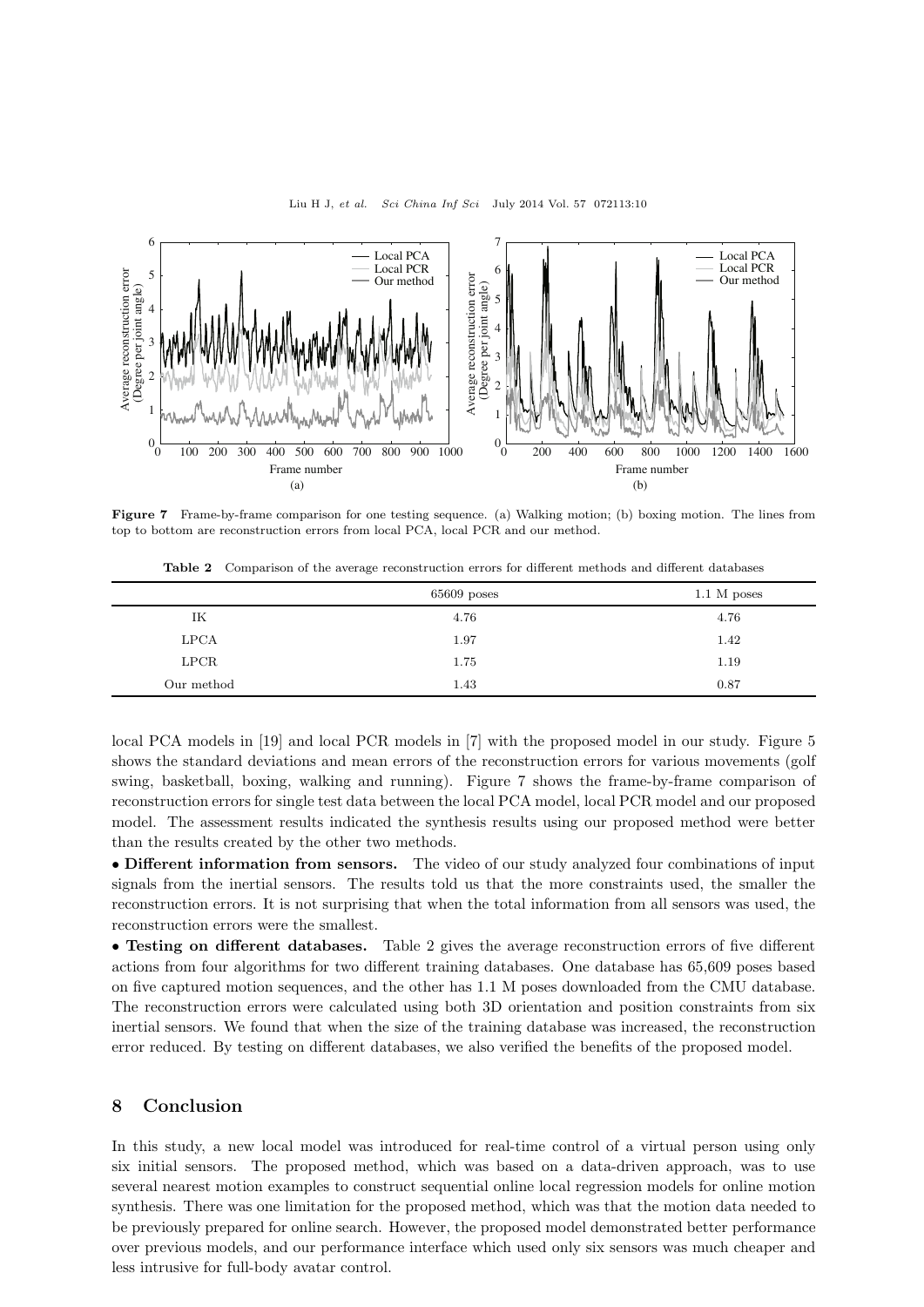Figure 7 Frame-by-frame comparison for one testing sequence. (a) Walking motion; (b) boxing motion. The lines from top to bottom are reconstruction errors from local PCA, local PCR and our method.

**Table 2** Comparison of the average reconstruction errors for different methods and different databases

| | 65609 poses | 1.1 M poses |
|---|---|---|
| IK | 4.76 | 4.76 |
| LPCA | 1.97 | 1.42 |
| LPCR | 1.75 | 1.19 |
| Our method | 1.43 | 0.87 |

local PCA models in [19] and local PCR models in [7] with the proposed model in our study. Figure 5 shows the standard deviations and mean errors of the reconstruction errors for various movements (golf swing, basketball, boxing, walking and running). Figure 7 shows the frame-by-frame comparison of reconstruction errors for single test data between the local PCA model, local PCR model and our proposed model. The assessment results indicated the synthesis results using our proposed method were better than the results created by the other two methods.

• **Different information from sensors.** The video of our study analyzed four combinations of input signals from the inertial sensors. The results told us that the more constraints used, the smaller the reconstruction errors. It is not surprising that when the total information from all sensors was used, the reconstruction errors were the smallest.

• **Testing on different databases.** Table 2 gives the average reconstruction errors of five different actions from four algorithms for two different training databases. One database has 65,609 poses based on five captured motion sequences, and the other has 1.1 M poses downloaded from the CMU database. The reconstruction errors were calculated using both 3D orientation and position constraints from six inertial sensors. We found that when the size of the training database was increased, the reconstruction error reduced. By testing on different databases, we also verified the benefits of the proposed model.

## 8 Conclusion

In this study, a new local model was introduced for real-time control of a virtual person using only six initial sensors. The proposed method, which was based on a data-driven approach, was to use several nearest motion examples to construct sequential online local regression models for online motion synthesis. There was one limitation for the proposed method, which was that the motion data needed to be previously prepared for online search. However, the proposed model demonstrated better performance over previous models, and our performance interface which used only six sensors was much cheaper and less intrusive for full-body avatar control.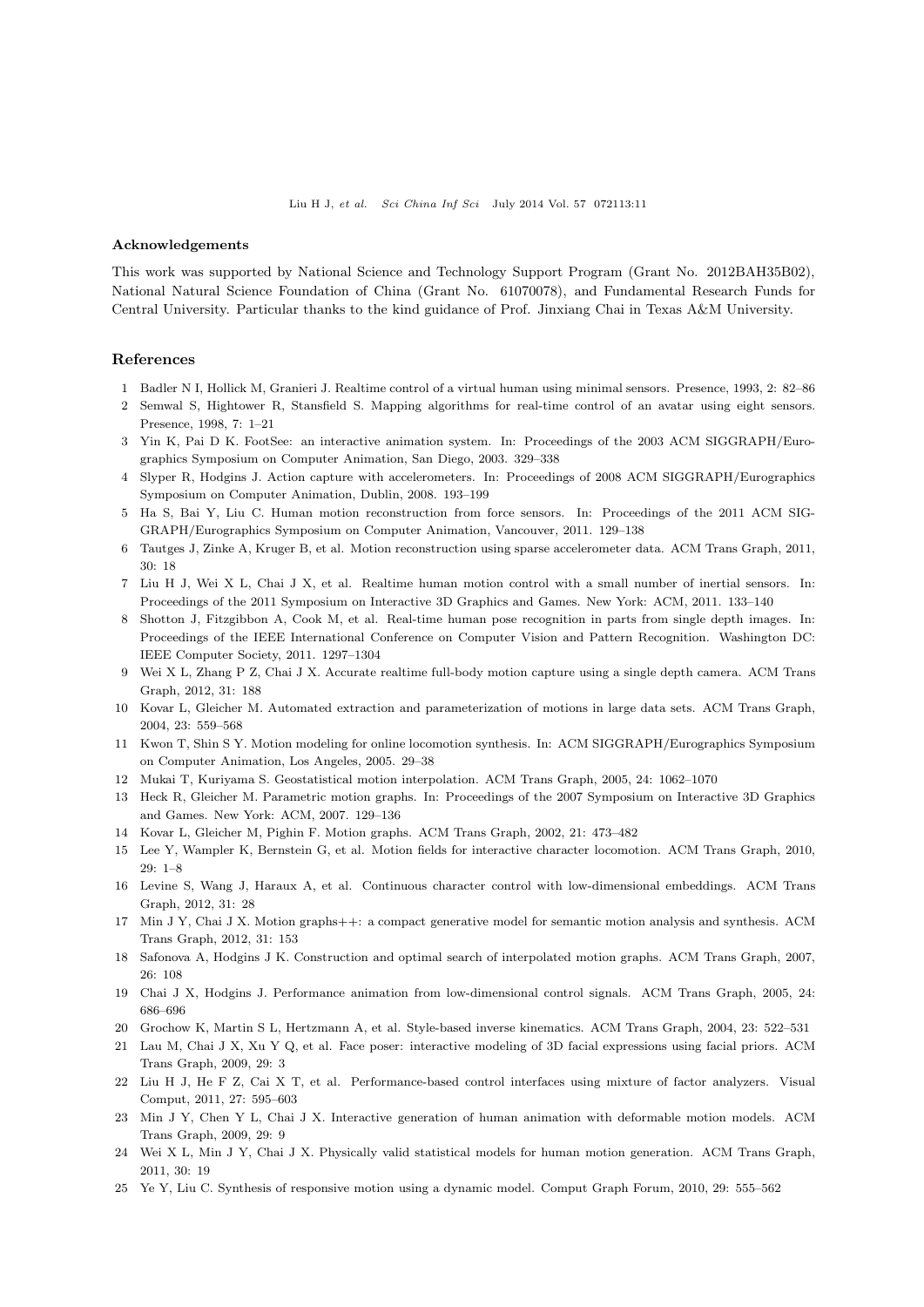## Acknowledgements

This work was supported by National Science and Technology Support Program (Grant No. 2012BAH35B02), National Natural Science Foundation of China (Grant No. 61070078), and Fundamental Research Funds for Central University. Particular thanks to the kind guidance of Prof. Jinxiang Chai in Texas A&M University.

## References

1 Badler N I, Hollick M, Granieri J. Realtime control of a virtual human using minimal sensors. Presence, 1993, 2: 82–86

2 Semwal S, Hightower R, Stansfield S. Mapping algorithms for real-time control of an avatar using eight sensors. Presence, 1998, 7: 1–21

3 Yin K, Pai D K. FootSee: an interactive animation system. In: Proceedings of the 2003 ACM SIGGRAPH/Eurographics Symposium on Computer Animation, San Diego, 2003. 329–338

4 Slyper R, Hodgins J. Action capture with accelerometers. In: Proceedings of 2008 ACM SIGGRAPH/Eurographics Symposium on Computer Animation, Dublin, 2008. 193–199

5 Ha S, Bai Y, Liu C. Human motion reconstruction from force sensors. In: Proceedings of the 2011 ACM SIGGRAPH/Eurographics Symposium on Computer Animation, Vancouver, 2011. 129–138

6 Tautges J, Zinke A, Kruger B, et al. Motion reconstruction using sparse accelerometer data. ACM Trans Graph, 2011, 30: 18

7 Liu H J, Wei X L, Chai J X, et al. Realtime human motion control with a small number of inertial sensors. In: Proceedings of the 2011 Symposium on Interactive 3D Graphics and Games. New York: ACM, 2011. 133–140

8 Shotton J, Fitzgibbon A, Cook M, et al. Real-time human pose recognition in parts from single depth images. In: Proceedings of the IEEE International Conference on Computer Vision and Pattern Recognition. Washington DC: IEEE Computer Society, 2011. 1297–1304

9 Wei X L, Zhang P Z, Chai J X. Accurate realtime full-body motion capture using a single depth camera. ACM Trans Graph, 2012, 31: 188

10 Kovar L, Gleicher M. Automated extraction and parameterization of motions in large data sets. ACM Trans Graph, 2004, 23: 559–568

11 Kwon T, Shin S Y. Motion modeling for online locomotion synthesis. In: ACM SIGGRAPH/Eurographics Symposium on Computer Animation, Los Angeles, 2005. 29–38

12 Mukai T, Kuriyama S. Geostatistical motion interpolation. ACM Trans Graph, 2005, 24: 1062–1070

13 Heck R, Gleicher M. Parametric motion graphs. In: Proceedings of the 2007 Symposium on Interactive 3D Graphics and Games. New York: ACM, 2007. 129–136

14 Kovar L, Gleicher M, Pighin F. Motion graphs. ACM Trans Graph, 2002, 21: 473–482

15 Lee Y, Wampler K, Bernstein G, et al. Motion fields for interactive character locomotion. ACM Trans Graph, 2010, 29: 1–8

16 Levine S, Wang J, Haraux A, et al. Continuous character control with low-dimensional embeddings. ACM Trans Graph, 2012, 31: 28

17 Min J Y, Chai J X. Motion graphs++: a compact generative model for semantic motion analysis and synthesis. ACM Trans Graph, 2012, 31: 153

18 Safonova A, Hodgins J K. Construction and optimal search of interpolated motion graphs. ACM Trans Graph, 2007, 26: 108

19 Chai J X, Hodgins J. Performance animation from low-dimensional control signals. ACM Trans Graph, 2005, 24: 686–696

20 Grochow K, Martin S L, Hertzmann A, et al. Style-based inverse kinematics. ACM Trans Graph, 2004, 23: 522–531

21 Lau M, Chai J X, Xu Y Q, et al. Face poser: interactive modeling of 3D facial expressions using facial priors. ACM Trans Graph, 2009, 29: 3

22 Liu H J, He F Z, Cai X T, et al. Performance-based control interfaces using mixture of factor analyzers. Visual Comput, 2011, 27: 595–603

23 Min J Y, Chen Y L, Chai J X. Interactive generation of human animation with deformable motion models. ACM Trans Graph, 2009, 29: 9

24 Wei X L, Min J Y, Chai J X. Physically valid statistical models for human motion generation. ACM Trans Graph, 2011, 30: 19

25 Ye Y, Liu C. Synthesis of responsive motion using a dynamic model. Comput Graph Forum, 2010, 29: 555–562